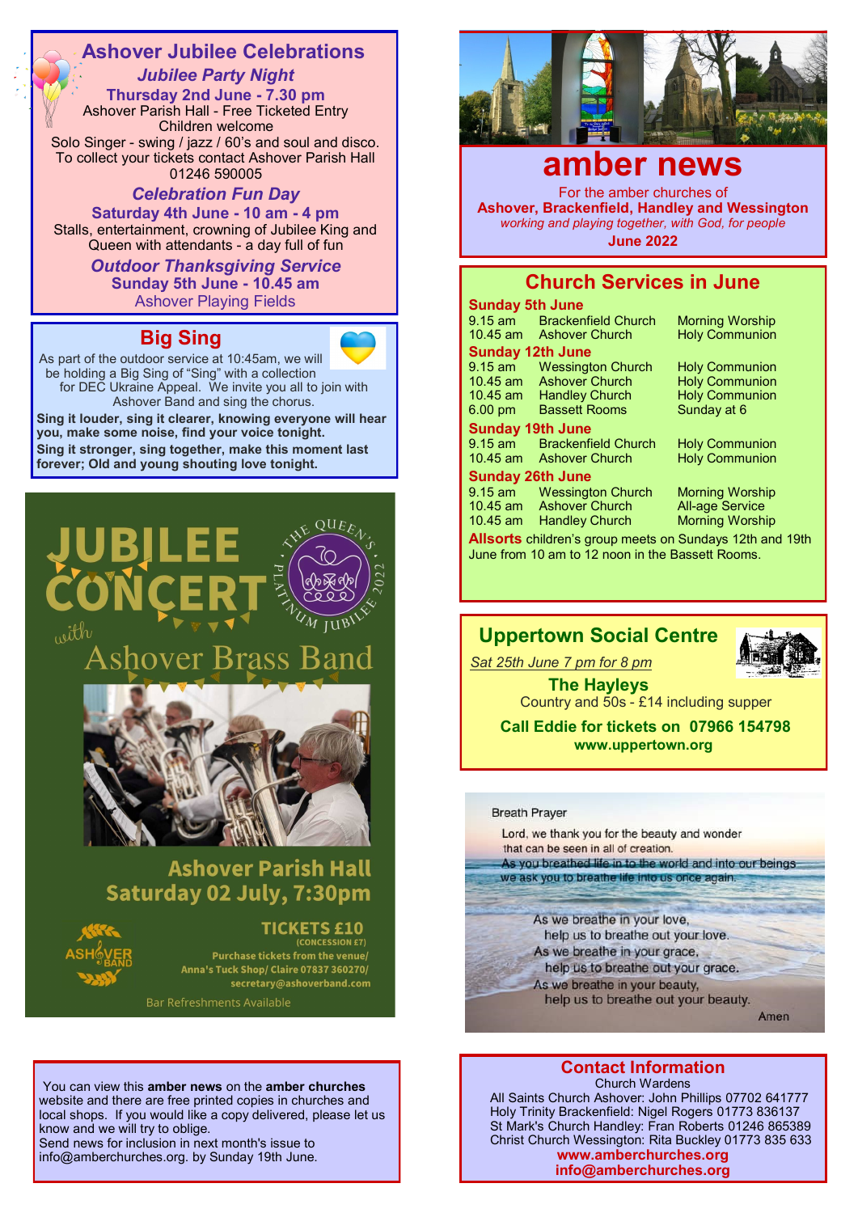# amber news

For the amber churches of

**Ashover, Brackenfield, Handley and Wessington**

*working and playing together, with God, for people*

**June 2022**

## Ashover Jubilee Celebrations

### *Jubilee Party Night*

**Thursday 2nd June - 7.30 pm**

Ashover Parish Hall - Free Ticketed Entry

Children welcome

Solo Singer - swing / jazz / 60's and soul and disco.

To collect your tickets contact Ashover Parish Hall 01246 590005

### *Celebration Fun Day*

**Saturday 4th June - 10 am - 4 pm**

Stalls, entertainment, crowning of Jubilee King and Queen with attendants - a day full of fun

### *Outdoor Thanksgiving Service*

**Sunday 5th June - 10.45 am**

Ashover Playing Fields

## Big Sing

As part of the outdoor service at 10:45am, we will be holding a Big Sing of "Sing" with a collection for DEC Ukraine Appeal. We invite you all to join with Ashover Band and sing the chorus.

**Sing it louder, sing it clearer, knowing everyone will hear you, make some noise, find your voice tonight.**

**Sing it stronger, sing together, make this moment last forever; Old and young shouting love tonight.**

## JUBILEE CONCERT

*with* Ashover Brass Band

The Queen's Platinum Jubilee 2022

**Ashover Parish Hall**

**Saturday 02 July, 7:30pm**

**TICKETS £10** (CONCESSION £7)

Purchase tickets from the venue/ Anna's Tuck Shop/ Claire 07837 360270/ secretary@ashoverband.com

Bar Refreshments Available

## Church Services in June

| | | |
|---|---|---|
| **Sunday 5th June** | | |
| 9.15 am | Brackenfield Church | Morning Worship |
| 10.45 am | Ashover Church | Holy Communion |
| **Sunday 12th June** | | |
| 9.15 am | Wessington Church | Holy Communion |
| 10.45 am | Ashover Church | Holy Communion |
| 10.45 am | Handley Church | Holy Communion |
| 6.00 pm | Bassett Rooms | Sunday at 6 |
| **Sunday 19th June** | | |
| 9.15 am | Brackenfield Church | Holy Communion |
| 10.45 am | Ashover Church | Holy Communion |
| **Sunday 26th June** | | |
| 9.15 am | Wessington Church | Morning Worship |
| 10.45 am | Ashover Church | All-age Service |
| 10.45 am | Handley Church | Morning Worship |

**Allsorts** children's group meets on Sundays 12th and 19th June from 10 am to 12 noon in the Bassett Rooms.

## Uppertown Social Centre

*Sat 25th June 7 pm for 8 pm*

**The Hayleys**

Country and 50s - £14 including supper

**Call Eddie for tickets on 07966 154798**

**www.uppertown.org**

### Breath Prayer

Lord, we thank you for the beauty and wonder that can be seen in all of creation.
As you breathed life in to the world and into our beings we ask you to breathe life into us once again.

As we breathe in your love,
help us to breathe out your love.
As we breathe in your grace,
help us to breathe out your grace.
As we breathe in your beauty,
help us to breathe out your beauty.

Amen

You can view this **amber news** on the **amber churches** website and there are free printed copies in churches and local shops. If you would like a copy delivered, please let us know and we will try to oblige.
Send news for inclusion in next month's issue to info@amberchurches.org. by Sunday 19th June.

## Contact Information

Church Wardens

All Saints Church Ashover: John Phillips 07702 641777
Holy Trinity Brackenfield: Nigel Rogers 01773 836137
St Mark's Church Handley: Fran Roberts 01246 865389
Christ Church Wessington: Rita Buckley 01773 835 633

**www.amberchurches.org**

**info@amberchurches.org**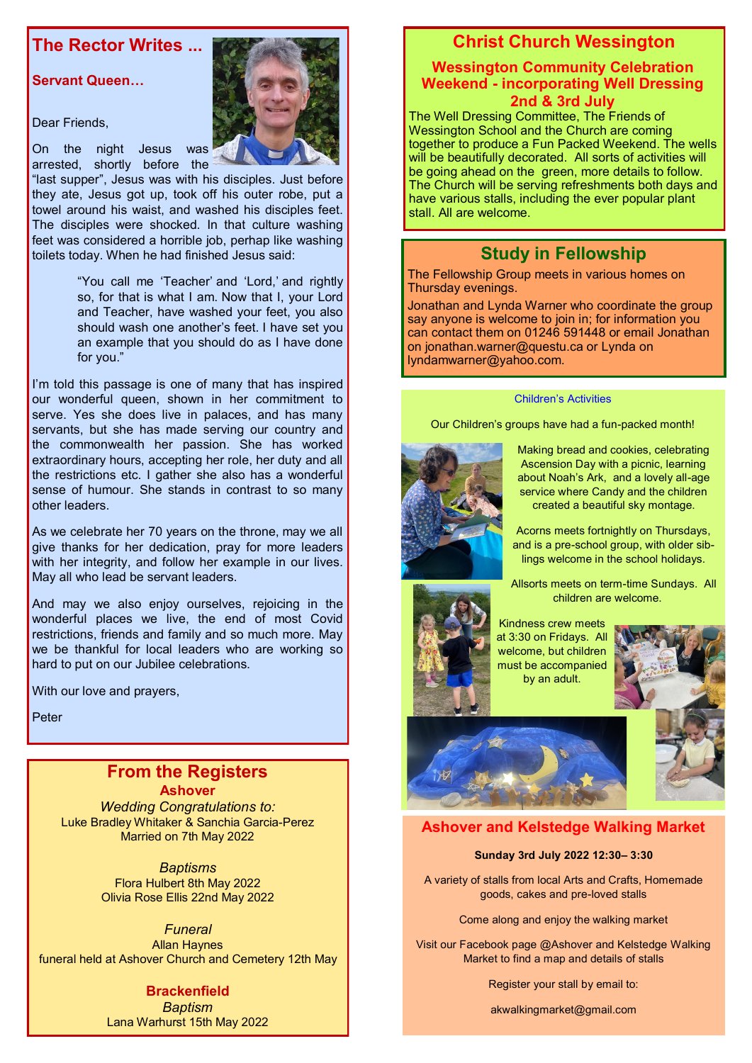## The Rector Writes ...

**Servant Queen…**

Dear Friends,

On the night Jesus was arrested, shortly before the "last supper", Jesus was with his disciples. Just before they ate, Jesus got up, took off his outer robe, put a towel around his waist, and washed his disciples feet. The disciples were shocked. In that culture washing feet was considered a horrible job, perhap like washing toilets today. When he had finished Jesus said:

> "You call me 'Teacher' and 'Lord,' and rightly so, for that is what I am. Now that I, your Lord and Teacher, have washed your feet, you also should wash one another's feet. I have set you an example that you should do as I have done for you."

I'm told this passage is one of many that has inspired our wonderful queen, shown in her commitment to serve. Yes she does live in palaces, and has many servants, but she has made serving our country and the commonwealth her passion. She has worked extraordinary hours, accepting her role, her duty and all the restrictions etc. I gather she also has a wonderful sense of humour. She stands in contrast to so many other leaders.

As we celebrate her 70 years on the throne, may we all give thanks for her dedication, pray for more leaders with her integrity, and follow her example in our lives. May all who lead be servant leaders.

And may we also enjoy ourselves, rejoicing in the wonderful places we live, the end of most Covid restrictions, friends and family and so much more. May we be thankful for local leaders who are working so hard to put on our Jubilee celebrations.

With our love and prayers,

Peter

## From the Registers

### Ashover

*Wedding Congratulations to:*
Luke Bradley Whitaker & Sanchia Garcia-Perez
Married on 7th May 2022

*Baptisms*
Flora Hulbert 8th May 2022
Olivia Rose Ellis 22nd May 2022

*Funeral*
Allan Haynes
funeral held at Ashover Church and Cemetery 12th May

### Brackenfield

*Baptism*
Lana Warhurst 15th May 2022

## Christ Church Wessington

### Wessington Community Celebration Weekend - incorporating Well Dressing 2nd & 3rd July

The Well Dressing Committee, The Friends of Wessington School and the Church are coming together to produce a Fun Packed Weekend. The wells will be beautifully decorated. All sorts of activities will be going ahead on the green, more details to follow. The Church will be serving refreshments both days and have various stalls, including the ever popular plant stall. All are welcome.

## Study in Fellowship

The Fellowship Group meets in various homes on Thursday evenings.

Jonathan and Lynda Warner who coordinate the group say anyone is welcome to join in; for information you can contact them on 01246 591448 or email Jonathan on jonathan.warner@questu.ca or Lynda on lyndamwarner@yahoo.com.

### Children's Activities

Our Children's groups have had a fun-packed month!

Making bread and cookies, celebrating Ascension Day with a picnic, learning about Noah's Ark, and a lovely all-age service where Candy and the children created a beautiful sky montage.

Acorns meets fortnightly on Thursdays, and is a pre-school group, with older siblings welcome in the school holidays.

Allsorts meets on term-time Sundays. All children are welcome.

Kindness crew meets at 3:30 on Fridays. All welcome, but children must be accompanied by an adult.

## Ashover and Kelstedge Walking Market

**Sunday 3rd July 2022 12:30– 3:30**

A variety of stalls from local Arts and Crafts, Homemade goods, cakes and pre-loved stalls

Come along and enjoy the walking market

Visit our Facebook page @Ashover and Kelstedge Walking Market to find a map and details of stalls

Register your stall by email to:

akwalkingmarket@gmail.com